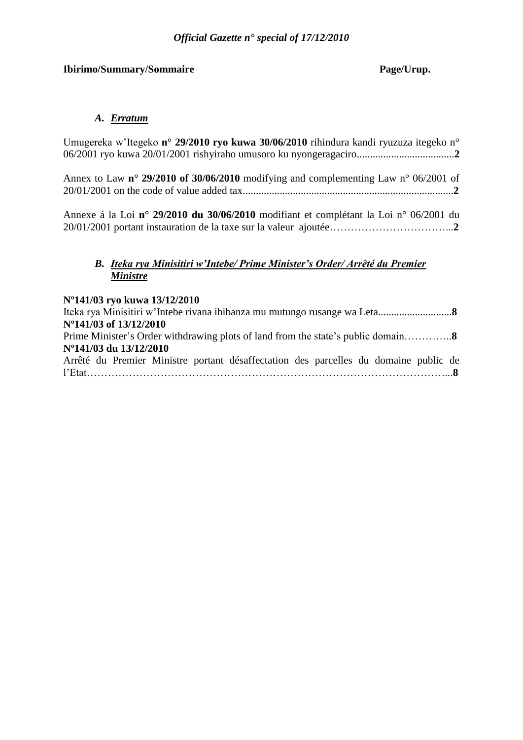*Official Gazette n° special of 17/12/2010*

**Ibirimo/Summary/Sommaire** **Page/Urup.**

### *A. Erratum*

Umugereka w'Itegeko **n° 29/2010 ryo kuwa 30/06/2010** rihindura kandi ryuzuza itegeko n° 06/2001 ryo kuwa 20/01/2001 rishyiraho umusoro ku nyongeragaciro....................................**2**

Annex to Law **n° 29/2010 of 30/06/2010** modifying and complementing Law n° 06/2001 of 20/01/2001 on the code of value added tax...............................................................................**2**

Annexe á la Loi **n° 29/2010 du 30/06/2010** modifiant et complétant la Loi n° 06/2001 du 20/01/2001 portant instauration de la taxe sur la valeur ajoutée……………………………...**2**

### *B. Iteka rya Minisitiri w'Intebe/ Prime Minister's Order/ Arrêté du Premier Ministre*

**Nº141/03 ryo kuwa 13/12/2010**
Iteka rya Minisitiri w'Intebe rivana ibibanza mu mutungo rusange wa Leta...........................**8**
**Nº141/03 of 13/12/2010**
Prime Minister's Order withdrawing plots of land from the state's public domain…………..**8**
**Nº141/03 du 13/12/2010**
Arrêté du Premier Ministre portant désaffectation des parcelles du domaine public de l'Etat…………………………………………………………………………………………...**8**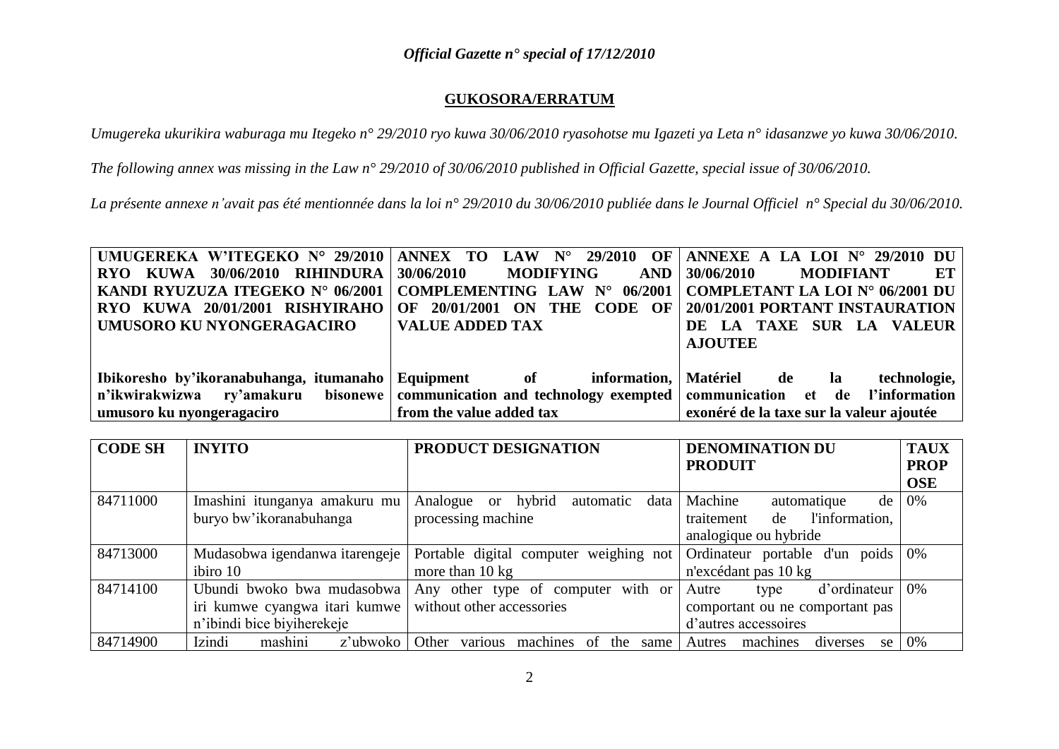*Official Gazette n° special of 17/12/2010*

## GUKOSORA/ERRATUM

*Umugereka ukurikira waburaga mu Itegeko n° 29/2010 ryo kuwa 30/06/2010 ryasohotse mu Igazeti ya Leta n° idasanzwe yo kuwa 30/06/2010.*

*The following annex was missing in the Law n° 29/2010 of 30/06/2010 published in Official Gazette, special issue of 30/06/2010.*

*La présente annexe n'avait pas été mentionnée dans la loi n° 29/2010 du 30/06/2010 publiée dans le Journal Officiel n° Special du 30/06/2010.*

| UMUGEREKA W'ITEGEKO N° 29/2010 RYO KUWA 30/06/2010 RIHINDURA KANDI RYUZUZA ITEGEKO N° 06/2001 RYO KUWA 20/01/2001 RISHYIRAHO UMUSORO KU NYONGERAGACIRO | ANNEX TO LAW N° 29/2010 OF 30/06/2010 MODIFYING AND COMPLEMENTING LAW N° 06/2001 OF 20/01/2001 ON THE CODE OF VALUE ADDED TAX | ANNEXE A LA LOI N° 29/2010 DU 30/06/2010 MODIFIANT ET COMPLETANT LA LOI N° 06/2001 DU 20/01/2001 PORTANT INSTAURATION DE LA TAXE SUR LA VALEUR AJOUTEE |
|---|---|---|
| **Ibikoresho by'ikoranabuhanga, itumanaho n'ikwirakwizwa ry'amakuru bisonewe umusoro ku nyongeragaciro** | **Equipment of information, communication and technology exempted from the value added tax** | **Matériel de la technologie, communication et de l'information exonéré de la taxe sur la valeur ajoutée** |

| CODE SH | INYITO | PRODUCT DESIGNATION | DENOMINATION DU PRODUIT | TAUX PROPOSE |
|---|---|---|---|---|
| 84711000 | Imashini itunganya amakuru mu buryo bw'ikoranabuhanga | Analogue or hybrid automatic data processing machine | Machine automatique de traitement de l'information, analogique ou hybride | 0% |
| 84713000 | Mudasobwa igendanwa itarengeje ibiro 10 | Portable digital computer weighing not more than 10 kg | Ordinateur portable d'un poids n'excédant pas 10 kg | 0% |
| 84714100 | Ubundi bwoko bwa mudasobwa iri kumwe cyangwa itari kumwe n'ibindi bice biyiherekeje | Any other type of computer with or without other accessories | Autre type d'ordinateur comportant ou ne comportant pas d'autres accessoires | 0% |
| 84714900 | Izindi mashini z'ubwoko | Other various machines of the same | Autres machines diverses se | 0% |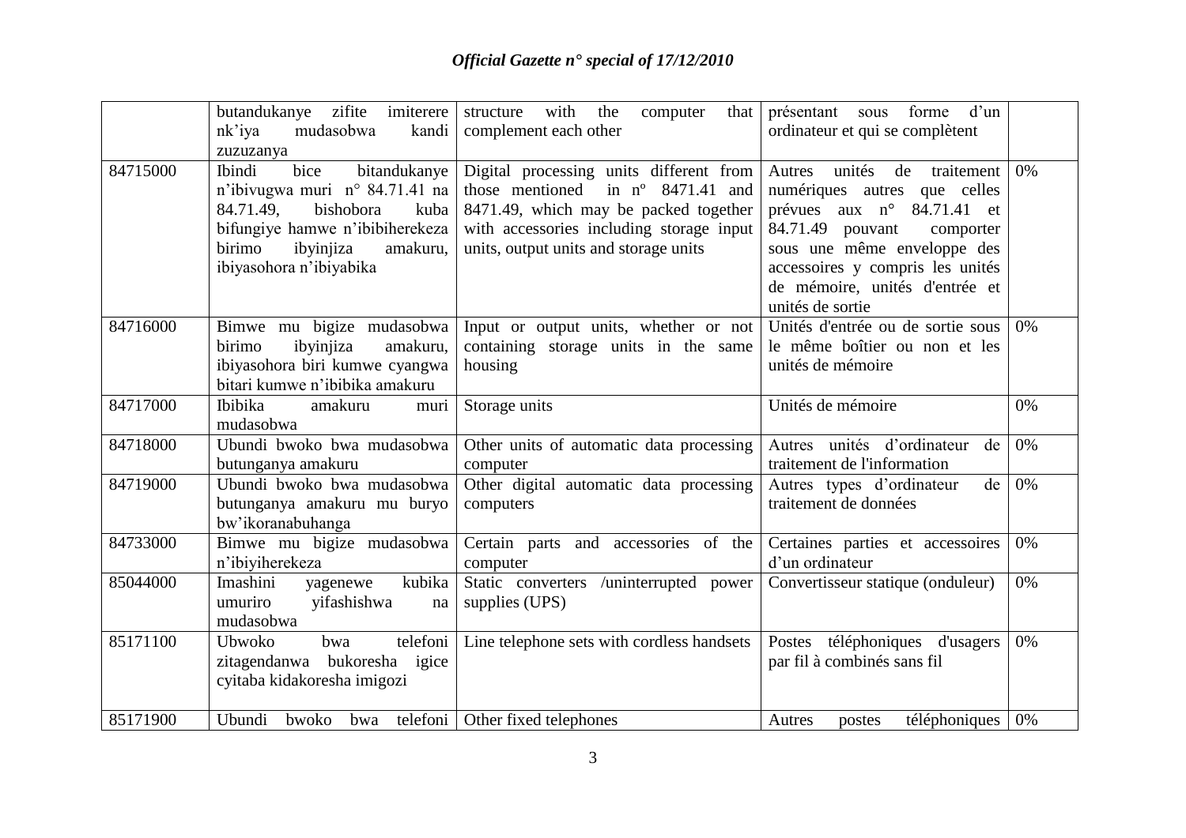| | | | | |
|---|---|---|---|---|
| | butandukanye zifite imiterere nk'iya mudasobwa kandi zuzuzanya | structure with the computer that complement each other | présentant sous forme d'un ordinateur et qui se complètent | |
| 84715000 | Ibindi bice bitandukanye n'ibivugwa muri n° 84.71.41 na 84.71.49, bishobora kuba bifungiye hamwe n'ibibiherekeza birimo ibyinjiza amakuru, ibiyasohora n'ibiyabika | Digital processing units different from those mentioned in nº 8471.41 and 8471.49, which may be packed together with accessories including storage input units, output units and storage units | Autres unités de traitement numériques autres que celles prévues aux n° 84.71.41 et 84.71.49 pouvant comporter sous une même enveloppe des accessoires y compris les unités de mémoire, unités d'entrée et unités de sortie | 0% |
| 84716000 | Bimwe mu bigize mudasobwa birimo ibyinjiza amakuru, ibiyasohora biri kumwe cyangwa bitari kumwe n'ibibika amakuru | Input or output units, whether or not containing storage units in the same housing | Unités d'entrée ou de sortie sous le même boîtier ou non et les unités de mémoire | 0% |
| 84717000 | Ibibika amakuru muri mudasobwa | Storage units | Unités de mémoire | 0% |
| 84718000 | Ubundi bwoko bwa mudasobwa butunganya amakuru | Other units of automatic data processing computer | Autres unités d'ordinateur de traitement de l'information | 0% |
| 84719000 | Ubundi bwoko bwa mudasobwa butunganya amakuru mu buryo bw'ikoranabuhanga | Other digital automatic data processing computers | Autres types d'ordinateur de traitement de données | 0% |
| 84733000 | Bimwe mu bigize mudasobwa n'ibiyiherekeza | Certain parts and accessories of the computer | Certaines parties et accessoires d'un ordinateur | 0% |
| 85044000 | Imashini yagenewe kubika umuriro yifashishwa na mudasobwa | Static converters /uninterrupted power supplies (UPS) | Convertisseur statique (onduleur) | 0% |
| 85171100 | Ubwoko bwa telefoni zitagendanwa bukoresha igice cyitaba kidakoresha imigozi | Line telephone sets with cordless handsets | Postes téléphoniques d'usagers par fil à combinés sans fil | 0% |
| 85171900 | Ubundi bwoko bwa telefoni | Other fixed telephones | Autres postes téléphoniques | 0% |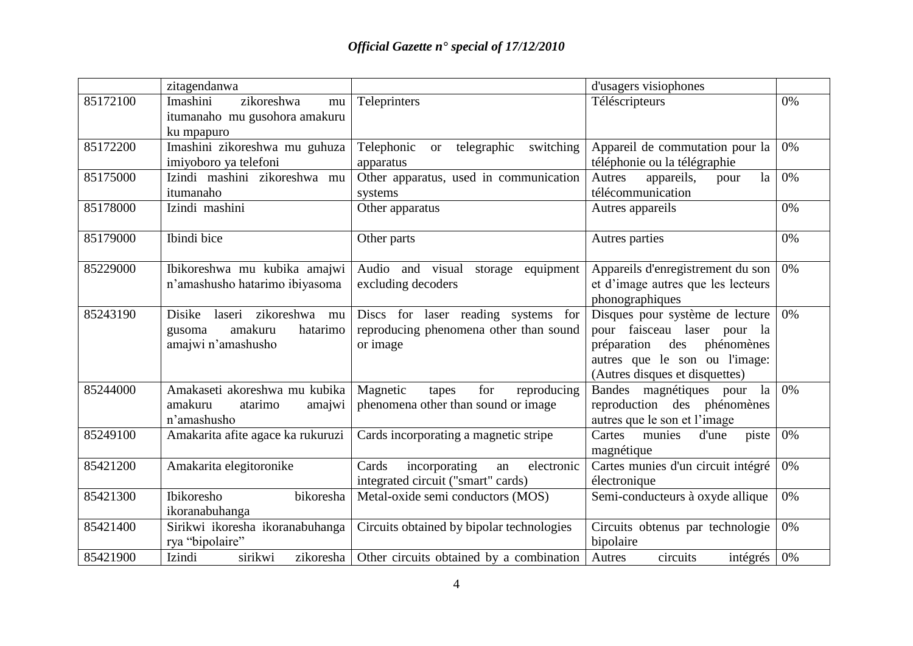| | | | | |
|---|---|---|---|---|
| | zitagendanwa | | d'usagers visiophones | |
| 85172100 | Imashini zikoreshwa mu itumanaho mu gusohora amakuru ku mpapuro | Teleprinters | Téléscripteurs | 0% |
| 85172200 | Imashini zikoreshwa mu guhuza imiyoboro ya telefoni | Telephonic or telegraphic switching apparatus | Appareil de commutation pour la téléphonie ou la télégraphie | 0% |
| 85175000 | Izindi mashini zikoreshwa mu itumanaho | Other apparatus, used in communication systems | Autres appareils, pour la télécommunication | 0% |
| 85178000 | Izindi mashini | Other apparatus | Autres appareils | 0% |
| 85179000 | Ibindi bice | Other parts | Autres parties | 0% |
| 85229000 | Ibikoreshwa mu kubika amajwi n'amashusho hatarimo ibiyasoma | Audio and visual storage equipment excluding decoders | Appareils d'enregistrement du son et d'image autres que les lecteurs phonographiques | 0% |
| 85243190 | Disike laseri zikoreshwa mu gusoma amakuru hatarimo amajwi n'amashusho | Discs for laser reading systems for reproducing phenomena other than sound or image | Disques pour système de lecture pour faisceau laser pour la préparation des phénomènes autres que le son ou l'image: (Autres disques et disquettes) | 0% |
| 85244000 | Amakaseti akoreshwa mu kubika amakuru atarimo amajwi n'amashusho | Magnetic tapes for reproducing phenomena other than sound or image | Bandes magnétiques pour la reproduction des phénomènes autres que le son et l'image | 0% |
| 85249100 | Amakarita afite agace ka rukuruzi | Cards incorporating a magnetic stripe | Cartes munies d'une piste magnétique | 0% |
| 85421200 | Amakarita elegitoronike | Cards incorporating an electronic integrated circuit ("smart" cards) | Cartes munies d'un circuit intégré électronique | 0% |
| 85421300 | Ibikoresho bikoresha ikoranabuhanga | Metal-oxide semi conductors (MOS) | Semi-conducteurs à oxyde allique | 0% |
| 85421400 | Sirikwi ikoresha ikoranabuhanga rya "bipolaire" | Circuits obtained by bipolar technologies | Circuits obtenus par technologie bipolaire | 0% |
| 85421900 | Izindi sirikwi zikoresha | Other circuits obtained by a combination | Autres circuits intégrés | 0% |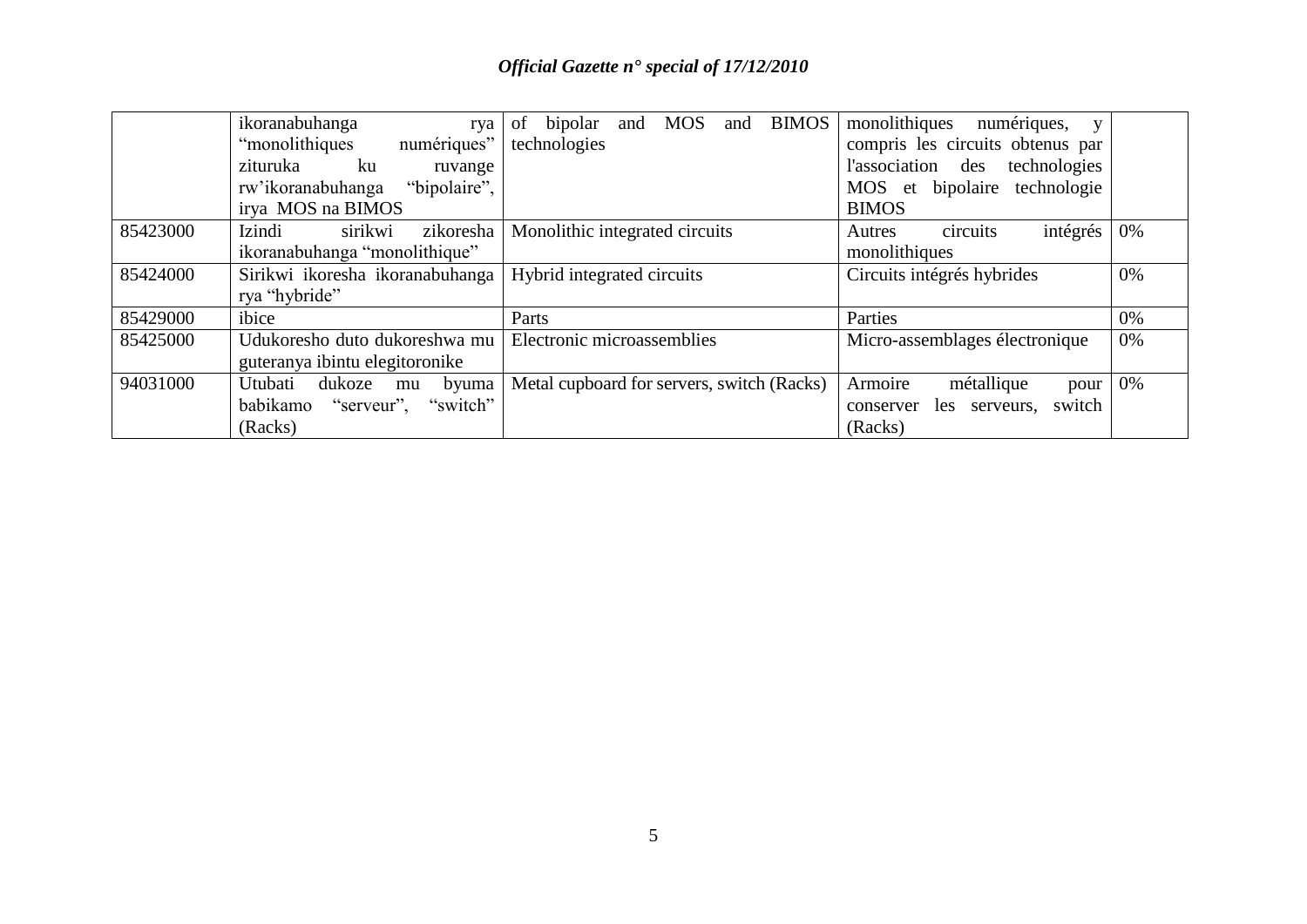| | | | | |
|---|---|---|---|---|
| | ikoranabuhanga rya "monolithiques numériques" zituruka ku ruvange rw'ikoranabuhanga "bipolaire", irya MOS na BIMOS | of bipolar and MOS and BIMOS technologies | monolithiques numériques, y compris les circuits obtenus par l'association des technologies MOS et bipolaire technologie BIMOS | |
| 85423000 | Izindi sirikwi zikoresha ikoranabuhanga "monolithique" | Monolithic integrated circuits | Autres circuits intégrés monolithiques | 0% |
| 85424000 | Sirikwi ikoresha ikoranabuhanga rya "hybride" | Hybrid integrated circuits | Circuits intégrés hybrides | 0% |
| 85429000 | ibice | Parts | Parties | 0% |
| 85425000 | Udukoresho duto dukoreshwa mu guteranya ibintu elegitoronike | Electronic microassemblies | Micro-assemblages électronique | 0% |
| 94031000 | Utubati dukoze mu byuma babikamo "serveur", "switch" (Racks) | Metal cupboard for servers, switch (Racks) | Armoire métallique pour conserver les serveurs, switch (Racks) | 0% |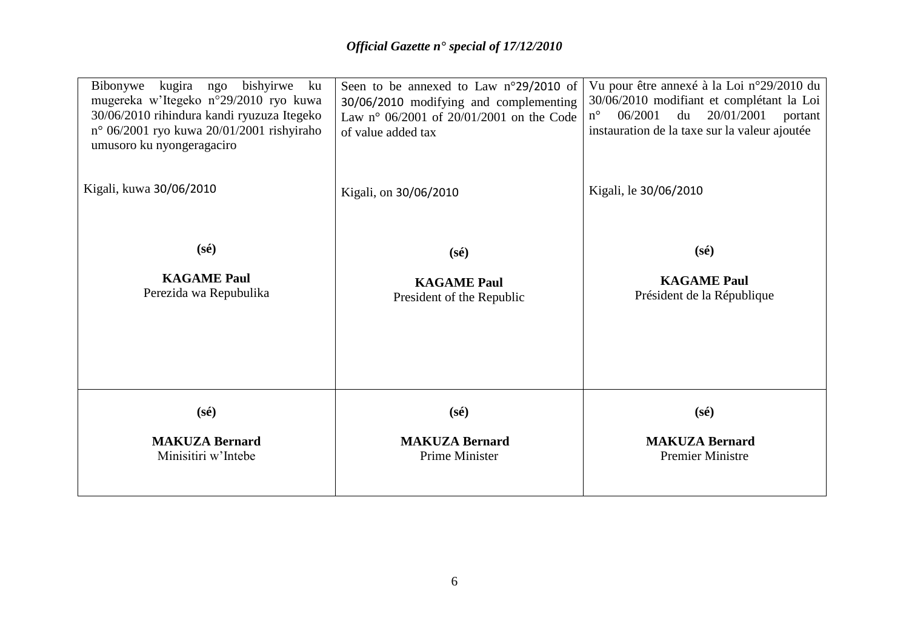| Bibonywe kugira ngo bishyirwe ku mugereka w'Itegeko n°29/2010 ryo kuwa 30/06/2010 rihindura kandi ryuzuza Itegeko n° 06/2001 ryo kuwa 20/01/2001 rishyiraho umusoro ku nyongeragaciro<br><br>Kigali, kuwa 30/06/2010<br><br>**(sé)**<br><br>**KAGAME Paul**<br>Perezida wa Repubulika | Seen to be annexed to Law n°29/2010 of 30/06/2010 modifying and complementing Law n° 06/2001 of 20/01/2001 on the Code of value added tax<br><br>Kigali, on 30/06/2010<br><br>**(sé)**<br><br>**KAGAME Paul**<br>President of the Republic | Vu pour être annexé à la Loi n°29/2010 du 30/06/2010 modifiant et complétant la Loi n° 06/2001 du 20/01/2001 portant instauration de la taxe sur la valeur ajoutée<br><br>Kigali, le 30/06/2010<br><br>**(sé)**<br><br>**KAGAME Paul**<br>Président de la République |
|---|---|---|
| **(sé)**<br><br>**MAKUZA Bernard**<br>Minisitiri w'Intebe | **(sé)**<br><br>**MAKUZA Bernard**<br>Prime Minister | **(sé)**<br><br>**MAKUZA Bernard**<br>Premier Ministre |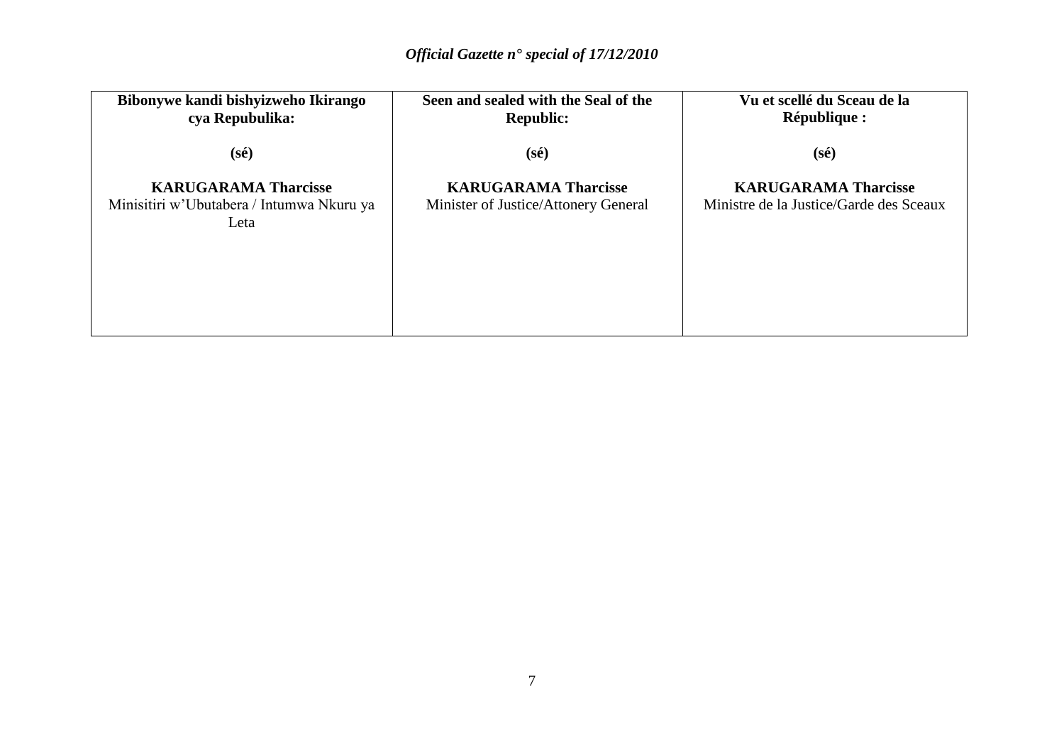| **Bibonywe kandi bishyizweho Ikirango cya Repubulika:** | **Seen and sealed with the Seal of the Republic:** | **Vu et scellé du Sceau de la République :** |
|---|---|---|
| **(sé)** | **(sé)** | **(sé)** |
| **KARUGARAMA Tharcisse**<br>Minisitiri w'Ubutabera / Intumwa Nkuru ya Leta | **KARUGARAMA Tharcisse**<br>Minister of Justice/Attonery General | **KARUGARAMA Tharcisse**<br>Ministre de la Justice/Garde des Sceaux |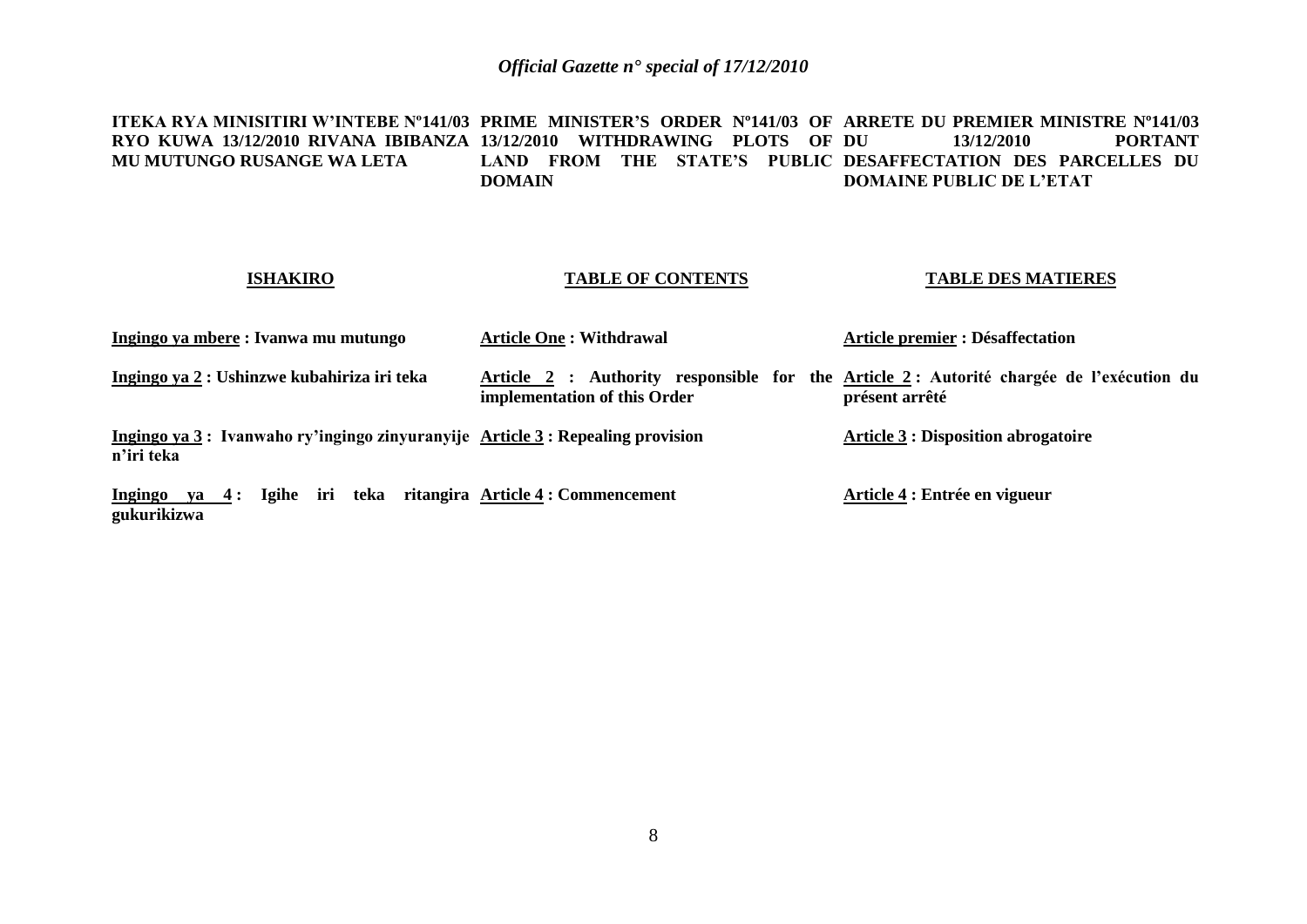**ITEKA RYA MINISITIRI W'INTEBE Nº141/03 RYO KUWA 13/12/2010 RIVANA IBIBANZA MU MUTUNGO RUSANGE WA LETA**

**ISHAKIRO**

**Ingingo ya mbere : Ivanwa mu mutungo**

**Ingingo ya 2 : Ushinzwe kubahiriza iri teka**

**Ingingo ya 3 : Ivanwaho ry'ingingo zinyuranyije n'iri teka**

**Ingingo ya 4 : Igihe iri teka ritangira gukurikizwa**

**PRIME MINISTER'S ORDER Nº141/03 OF 13/12/2010 WITHDRAWING PLOTS OF LAND FROM THE STATE'S PUBLIC DOMAIN**

**TABLE OF CONTENTS**

**Article One : Withdrawal**

**Article 2 : Authority responsible for the implementation of this Order**

**Article 3 : Repealing provision**

**Article 4 : Commencement**

**ARRETE DU PREMIER MINISTRE Nº141/03 DU 13/12/2010 PORTANT DESAFFECTATION DES PARCELLES DU DOMAINE PUBLIC DE L'ETAT**

**TABLE DES MATIERES**

**Article premier : Désaffectation**

**Article 2 : Autorité chargée de l'exécution du présent arrêté**

**Article 3 : Disposition abrogatoire**

**Article 4 : Entrée en vigueur**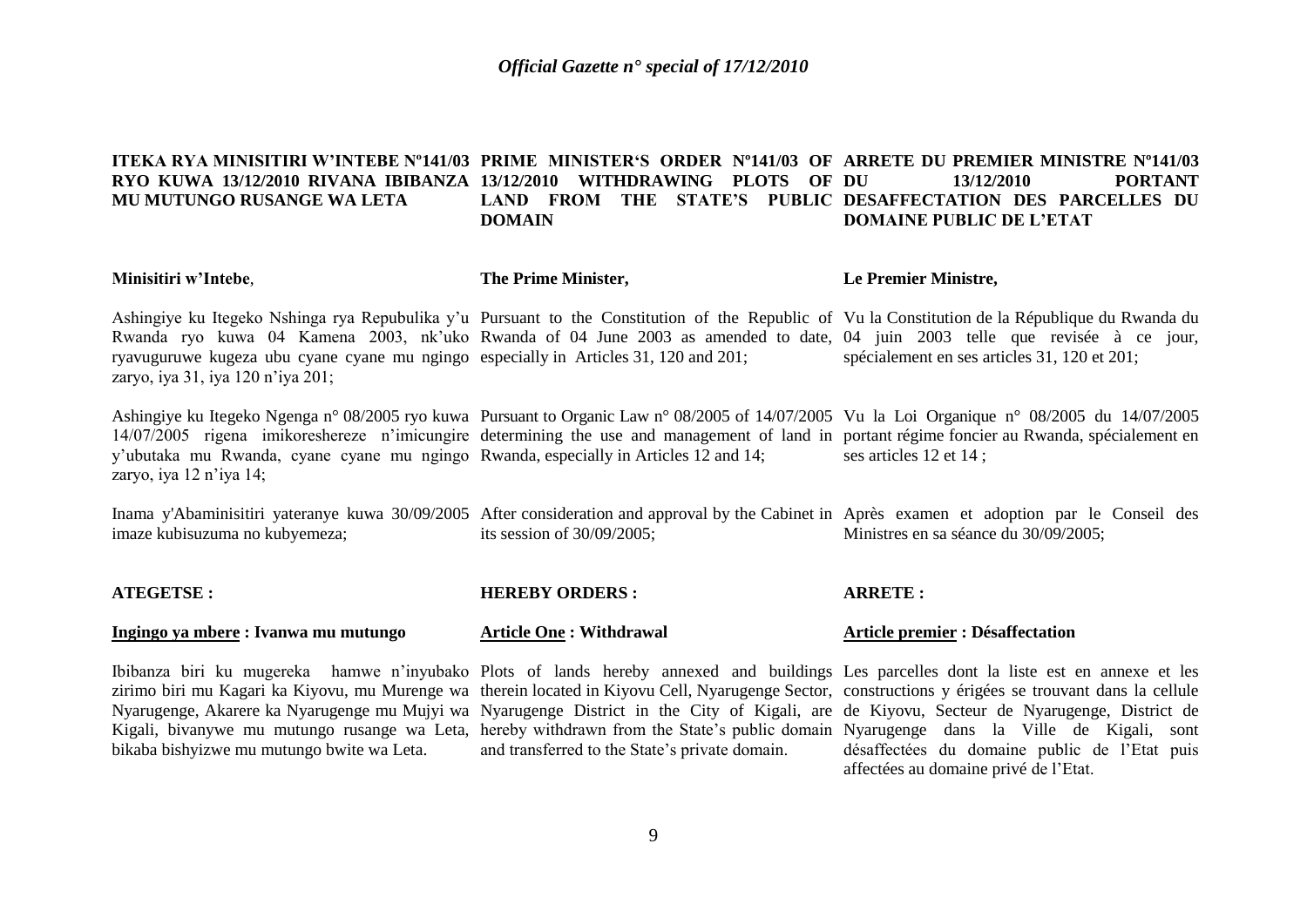**ITEKA RYA MINISITIRI W'INTEBE Nº141/03 RYO KUWA 13/12/2010 RIVANA IBIBANZA MU MUTUNGO RUSANGE WA LETA**

**Minisitiri w'Intebe**,

Ashingiye ku Itegeko Nshinga rya Repubulika y'u Rwanda ryo kuwa 04 Kamena 2003, nk'uko ryavuguruwe kugeza ubu cyane cyane mu ngingo zaryo, iya 31, iya 120 n'iya 201;

Ashingiye ku Itegeko Ngenga n° 08/2005 ryo kuwa 14/07/2005 rigena imikoreshereze n'imicungire y'ubutaka mu Rwanda, cyane cyane mu ngingo zaryo, iya 12 n'iya 14;

Inama y'Abaminisitiri yateranye kuwa 30/09/2005 imaze kubisuzuma no kubyemeza;

**ATEGETSE :**

**Ingingo ya mbere : Ivanwa mu mutungo**

Ibibanza biri ku mugereka hamwe n'inyubako zirimo biri mu Kagari ka Kiyovu, mu Murenge wa Nyarugenge, Akarere ka Nyarugenge mu Mujyi wa Kigali, bivanywe mu mutungo rusange wa Leta, bikaba bishyizwe mu mutungo bwite wa Leta.

**PRIME MINISTER'S ORDER Nº141/03 OF 13/12/2010 WITHDRAWING PLOTS OF LAND FROM THE STATE'S PUBLIC DOMAIN**

**The Prime Minister,**

Pursuant to the Constitution of the Republic of Rwanda of 04 June 2003 as amended to date, especially in Articles 31, 120 and 201;

Pursuant to Organic Law n° 08/2005 of 14/07/2005 determining the use and management of land in Rwanda, especially in Articles 12 and 14;

After consideration and approval by the Cabinet in its session of 30/09/2005;

**HEREBY ORDERS :**

**Article One : Withdrawal**

Plots of lands hereby annexed and buildings therein located in Kiyovu Cell, Nyarugenge Sector, Nyarugenge District in the City of Kigali, are hereby withdrawn from the State's public domain and transferred to the State's private domain.

**ARRETE DU PREMIER MINISTRE Nº141/03 DU 13/12/2010 PORTANT DESAFFECTATION DES PARCELLES DU DOMAINE PUBLIC DE L'ETAT**

**Le Premier Ministre,**

Vu la Constitution de la République du Rwanda du 04 juin 2003 telle que revisée à ce jour, spécialement en ses articles 31, 120 et 201;

Vu la Loi Organique n° 08/2005 du 14/07/2005 portant régime foncier au Rwanda, spécialement en ses articles 12 et 14 ;

Après examen et adoption par le Conseil des Ministres en sa séance du 30/09/2005;

**ARRETE :**

**Article premier : Désaffectation**

Les parcelles dont la liste est en annexe et les constructions y érigées se trouvant dans la cellule de Kiyovu, Secteur de Nyarugenge, District de Nyarugenge dans la Ville de Kigali, sont désaffectées du domaine public de l'Etat puis affectées au domaine privé de l'Etat.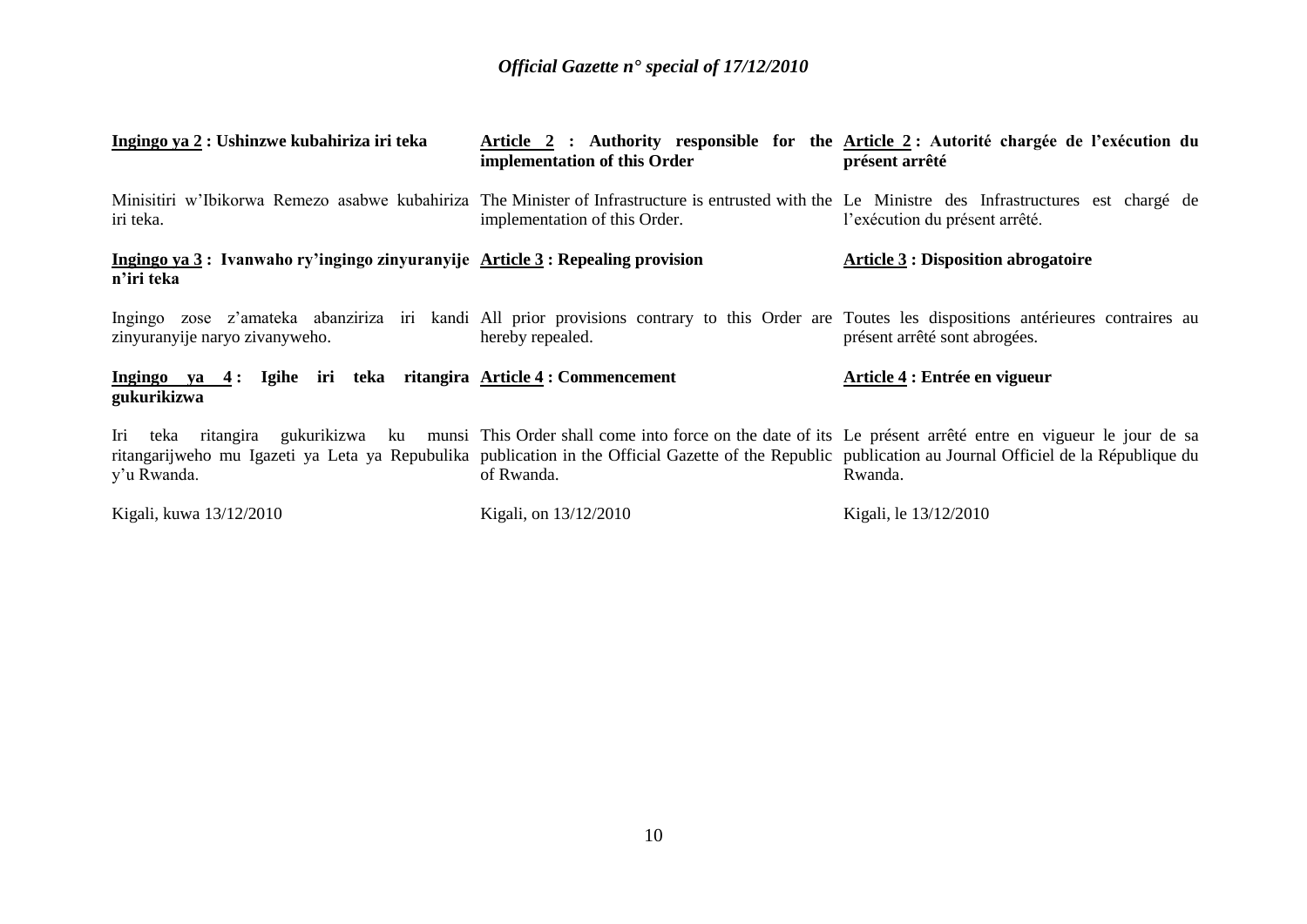**Ingingo ya 2 : Ushinzwe kubahiriza iri teka**

Minisitiri w'Ibikorwa Remezo asabwe kubahiriza iri teka.

**Ingingo ya 3 : Ivanwaho ry'ingingo zinyuranyije n'iri teka**

Ingingo zose z'amateka abanziriza iri kandi zinyuranyije naryo zivanyweho.

**Ingingo ya 4 : Igihe iri teka ritangira gukurikizwa**

Iri teka ritangira gukurikizwa ku munsi ritangarijweho mu Igazeti ya Leta ya Repubulika y'u Rwanda.

Kigali, kuwa 13/12/2010

**Article 2 : Authority responsible for the implementation of this Order**

The Minister of Infrastructure is entrusted with the implementation of this Order.

**Article 3 : Repealing provision**

All prior provisions contrary to this Order are hereby repealed.

**Article 4 : Commencement**

This Order shall come into force on the date of its publication in the Official Gazette of the Republic of Rwanda.

Kigali, on 13/12/2010

**Article 2 : Autorité chargée de l'exécution du présent arrêté**

Le Ministre des Infrastructures est chargé de l'exécution du présent arrêté.

**Article 3 : Disposition abrogatoire**

Toutes les dispositions antérieures contraires au présent arrêté sont abrogées.

**Article 4 : Entrée en vigueur**

Le présent arrêté entre en vigueur le jour de sa publication au Journal Officiel de la République du Rwanda.

Kigali, le 13/12/2010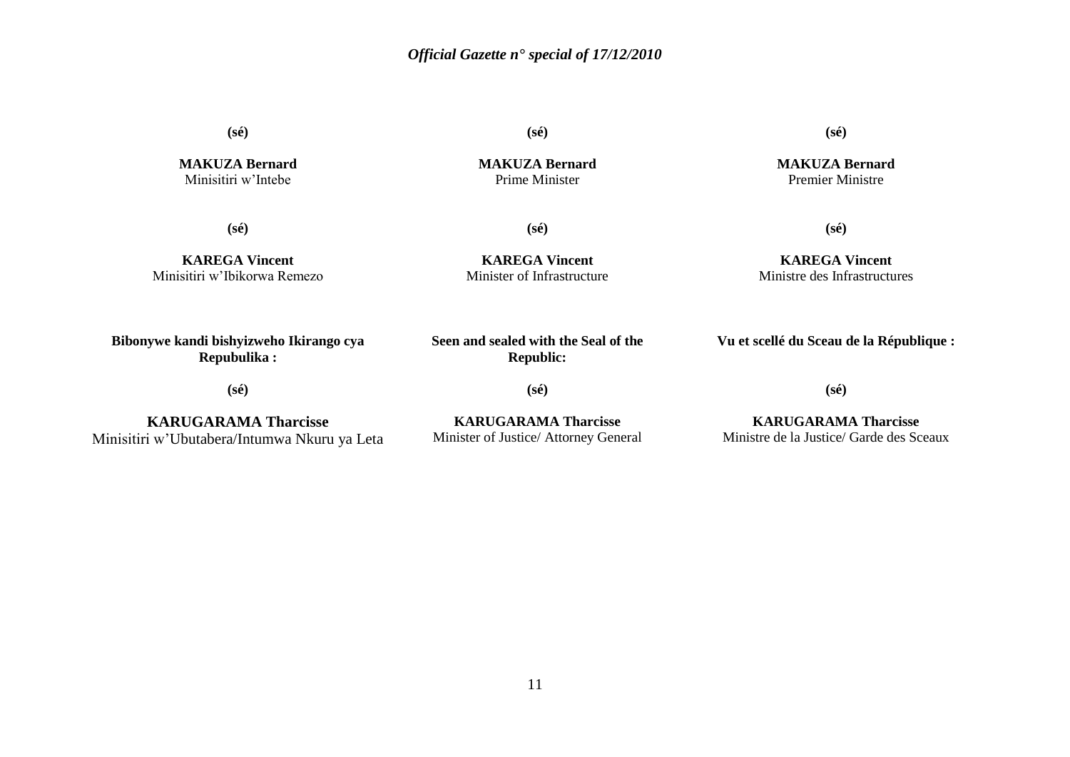**(sé)**

**MAKUZA Bernard**
Minisitiri w'Intebe

**(sé)**

**KAREGA Vincent**
Minisitiri w'Ibikorwa Remezo

**Bibonywe kandi bishyizweho Ikirango cya Repubulika :**

**(sé)**

**KARUGARAMA Tharcisse**
Minisitiri w'Ubutabera/Intumwa Nkuru ya Leta

**(sé)**

**MAKUZA Bernard**
Prime Minister

**(sé)**

**KAREGA Vincent**
Minister of Infrastructure

**Seen and sealed with the Seal of the Republic:**

**(sé)**

**KARUGARAMA Tharcisse**
Minister of Justice/ Attorney General

**(sé)**

**MAKUZA Bernard**
Premier Ministre

**(sé)**

**KAREGA Vincent**
Ministre des Infrastructures

**Vu et scellé du Sceau de la République :**

**(sé)**

**KARUGARAMA Tharcisse**
Ministre de la Justice/ Garde des Sceaux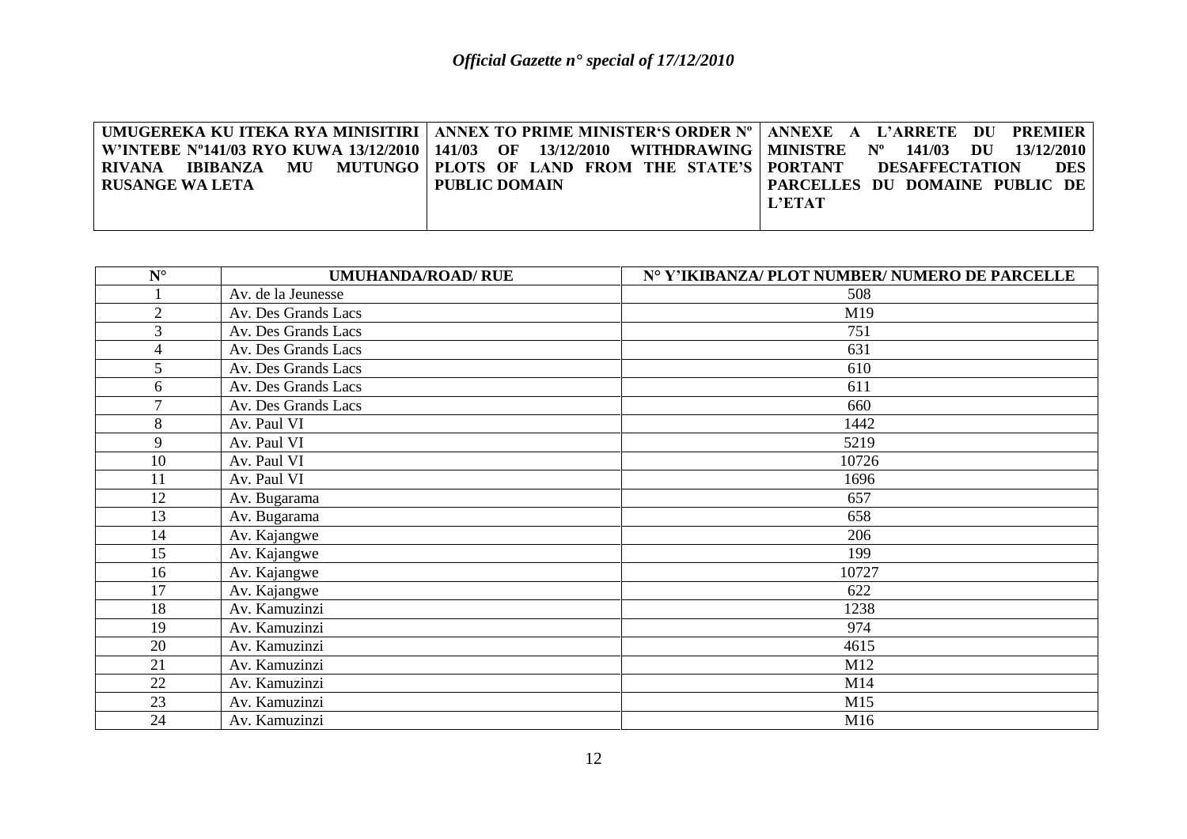| UMUGEREKA KU ITEKA RYA MINISITIRI W'INTEBE Nº141/03 RYO KUWA 13/12/2010 RIVANA IBIBANZA MU MUTUNGO RUSANGE WA LETA | ANNEX TO PRIME MINISTER'S ORDER Nº 141/03 OF 13/12/2010 WITHDRAWING PLOTS OF LAND FROM THE STATE'S PUBLIC DOMAIN | ANNEXE A L'ARRETE DU PREMIER MINISTRE Nº 141/03 DU 13/12/2010 PORTANT DESAFFECTATION DES PARCELLES DU DOMAINE PUBLIC DE L'ETAT |
|---|---|---|

| N° | UMUHANDA/ROAD/ RUE | N° Y'IKIBANZA/ PLOT NUMBER/ NUMERO DE PARCELLE |
|---|---|---|
| 1 | Av. de la Jeunesse | 508 |
| 2 | Av. Des Grands Lacs | M19 |
| 3 | Av. Des Grands Lacs | 751 |
| 4 | Av. Des Grands Lacs | 631 |
| 5 | Av. Des Grands Lacs | 610 |
| 6 | Av. Des Grands Lacs | 611 |
| 7 | Av. Des Grands Lacs | 660 |
| 8 | Av. Paul VI | 1442 |
| 9 | Av. Paul VI | 5219 |
| 10 | Av. Paul VI | 10726 |
| 11 | Av. Paul VI | 1696 |
| 12 | Av. Bugarama | 657 |
| 13 | Av. Bugarama | 658 |
| 14 | Av. Kajangwe | 206 |
| 15 | Av. Kajangwe | 199 |
| 16 | Av. Kajangwe | 10727 |
| 17 | Av. Kajangwe | 622 |
| 18 | Av. Kamuzinzi | 1238 |
| 19 | Av. Kamuzinzi | 974 |
| 20 | Av. Kamuzinzi | 4615 |
| 21 | Av. Kamuzinzi | M12 |
| 22 | Av. Kamuzinzi | M14 |
| 23 | Av. Kamuzinzi | M15 |
| 24 | Av. Kamuzinzi | M16 |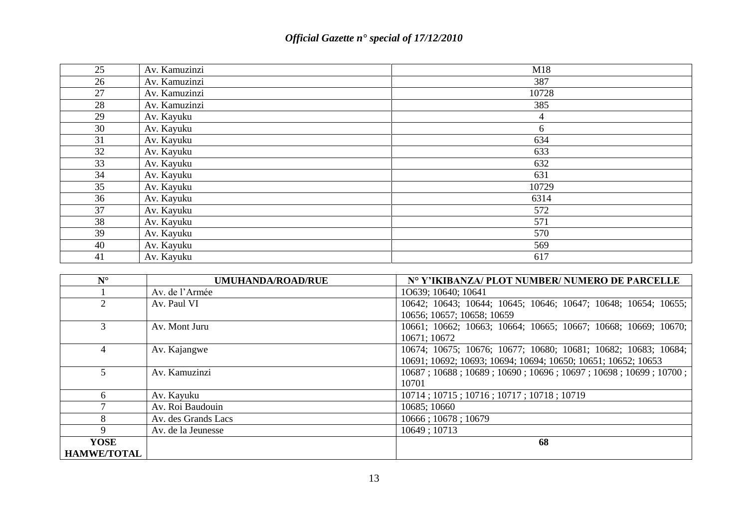| | | |
|---|---|---|
| 25 | Av. Kamuzinzi | M18 |
| 26 | Av. Kamuzinzi | 387 |
| 27 | Av. Kamuzinzi | 10728 |
| 28 | Av. Kamuzinzi | 385 |
| 29 | Av. Kayuku | 4 |
| 30 | Av. Kayuku | 6 |
| 31 | Av. Kayuku | 634 |
| 32 | Av. Kayuku | 633 |
| 33 | Av. Kayuku | 632 |
| 34 | Av. Kayuku | 631 |
| 35 | Av. Kayuku | 10729 |
| 36 | Av. Kayuku | 6314 |
| 37 | Av. Kayuku | 572 |
| 38 | Av. Kayuku | 571 |
| 39 | Av. Kayuku | 570 |
| 40 | Av. Kayuku | 569 |
| 41 | Av. Kayuku | 617 |

| N° | UMUHANDA/ROAD/RUE | N° Y'IKIBANZA/ PLOT NUMBER/ NUMERO DE PARCELLE |
|---|---|---|
| 1 | Av. de l'Armée | 1O639; 10640; 10641 |
| 2 | Av. Paul VI | 10642; 10643; 10644; 10645; 10646; 10647; 10648; 10654; 10655; 10656; 10657; 10658; 10659 |
| 3 | Av. Mont Juru | 10661; 10662; 10663; 10664; 10665; 10667; 10668; 10669; 10670; 10671; 10672 |
| 4 | Av. Kajangwe | 10674; 10675; 10676; 10677; 10680; 10681; 10682; 10683; 10684; 10691; 10692; 10693; 10694; 10694; 10650; 10651; 10652; 10653 |
| 5 | Av. Kamuzinzi | 10687 ; 10688 ; 10689 ; 10690 ; 10696 ; 10697 ; 10698 ; 10699 ; 10700 ; 10701 |
| 6 | Av. Kayuku | 10714 ; 10715 ; 10716 ; 10717 ; 10718 ; 10719 |
| 7 | Av. Roi Baudouin | 10685; 10660 |
| 8 | Av. des Grands Lacs | 10666 ; 10678 ; 10679 |
| 9 | Av. de la Jeunesse | 10649 ; 10713 |
| **YOSE HAMWE/TOTAL** | | **68** |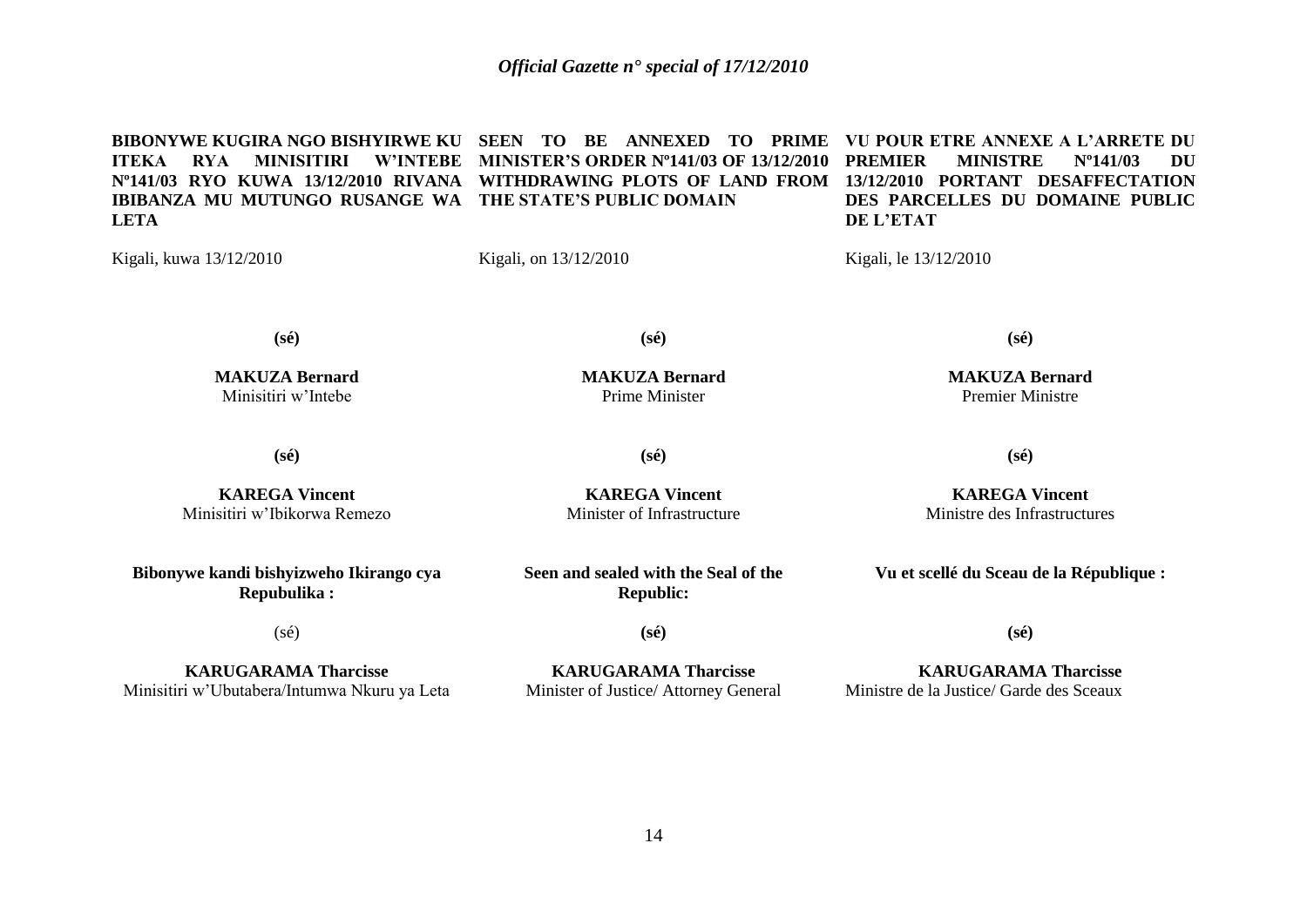**BIBONYWE KUGIRA NGO BISHYIRWE KU ITEKA RYA MINISITIRI W'INTEBE Nº141/03 RYO KUWA 13/12/2010 RIVANA IBIBANZA MU MUTUNGO RUSANGE WA LETA**

Kigali, kuwa 13/12/2010

**(sé)**

**MAKUZA Bernard**
Minisitiri w'Intebe

**(sé)**

**KAREGA Vincent**
Minisitiri w'Ibikorwa Remezo

**Bibonywe kandi bishyizweho Ikirango cya Repubulika :**

(sé)

**KARUGARAMA Tharcisse**
Minisitiri w'Ubutabera/Intumwa Nkuru ya Leta

**SEEN TO BE ANNEXED TO PRIME MINISTER'S ORDER Nº141/03 OF 13/12/2010 WITHDRAWING PLOTS OF LAND FROM THE STATE'S PUBLIC DOMAIN**

Kigali, on 13/12/2010

**(sé)**

**MAKUZA Bernard**
Prime Minister

**(sé)**

**KAREGA Vincent**
Minister of Infrastructure

**Seen and sealed with the Seal of the Republic:**

**(sé)**

**KARUGARAMA Tharcisse**
Minister of Justice/ Attorney General

**VU POUR ETRE ANNEXE A L'ARRETE DU PREMIER MINISTRE Nº141/03 DU 13/12/2010 PORTANT DESAFFECTATION DES PARCELLES DU DOMAINE PUBLIC DE L'ETAT**

Kigali, le 13/12/2010

**(sé)**

**MAKUZA Bernard**
Premier Ministre

**(sé)**

**KAREGA Vincent**
Ministre des Infrastructures

**Vu et scellé du Sceau de la République :**

**(sé)**

**KARUGARAMA Tharcisse**
Ministre de la Justice/ Garde des Sceaux